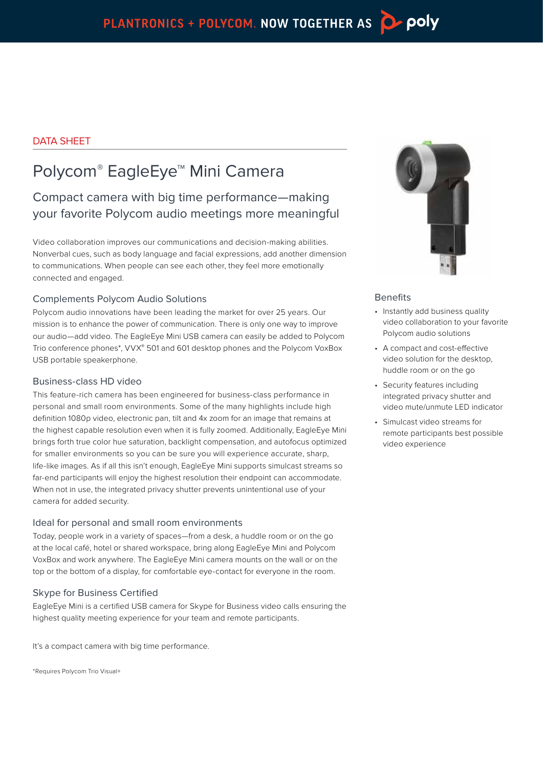PLANTRONICS + POLYCOM. NOW TOGETHER AS poly

DATA SHEET

# Polycom® EagleEye™ Mini Camera

## Compact camera with big time performance—making your favorite Polycom audio meetings more meaningful

Video collaboration improves our communications and decision-making abilities. Nonverbal cues, such as body language and facial expressions, add another dimension to communications. When people can see each other, they feel more emotionally connected and engaged.

### Complements Polycom Audio Solutions

Polycom audio innovations have been leading the market for over 25 years. Our mission is to enhance the power of communication. There is only one way to improve our audio—add video. The EagleEye Mini USB camera can easily be added to Polycom Trio conference phones*, VVX® 501 and 601 desktop phones and the Polycom VoxBox USB portable speakerphone.

### Business-class HD video

This feature-rich camera has been engineered for business-class performance in personal and small room environments. Some of the many highlights include high definition 1080p video, electronic pan, tilt and 4x zoom for an image that remains at the highest capable resolution even when it is fully zoomed. Additionally, EagleEye Mini brings forth true color hue saturation, backlight compensation, and autofocus optimized for smaller environments so you can be sure you will experience accurate, sharp, life-like images. As if all this isn't enough, EagleEye Mini supports simulcast streams so far-end participants will enjoy the highest resolution their endpoint can accommodate. When not in use, the integrated privacy shutter prevents unintentional use of your camera for added security.

### Ideal for personal and small room environments

Today, people work in a variety of spaces—from a desk, a huddle room or on the go at the local café, hotel or shared workspace, bring along EagleEye Mini and Polycom VoxBox and work anywhere. The EagleEye Mini camera mounts on the wall or on the top or the bottom of a display, for comfortable eye-contact for everyone in the room.

### Skype for Business Certified

EagleEye Mini is a certified USB camera for Skype for Business video calls ensuring the highest quality meeting experience for your team and remote participants.

It's a compact camera with big time performance.

*Requires Polycom Trio Visual+

### Benefits

- Instantly add business quality video collaboration to your favorite Polycom audio solutions
- A compact and cost-effective video solution for the desktop, huddle room or on the go
- Security features including integrated privacy shutter and video mute/unmute LED indicator
- Simulcast video streams for remote participants best possible video experience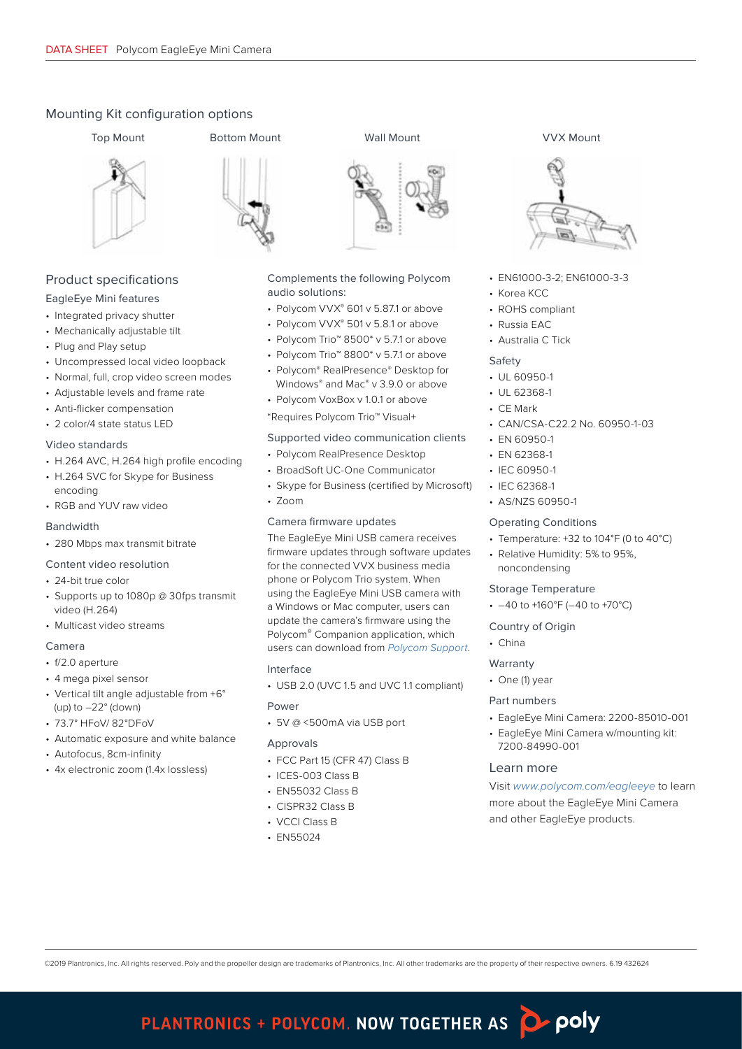## Mounting Kit configuration options

Top Mount

Bottom Mount

Wall Mount

VVX Mount

## Product specifications

### EagleEye Mini features

- Integrated privacy shutter
- Mechanically adjustable tilt
- Plug and Play setup
- Uncompressed local video loopback
- Normal, full, crop video screen modes
- Adjustable levels and frame rate
- Anti-flicker compensation
- 2 color/4 state status LED

### Video standards

- H.264 AVC, H.264 high profile encoding
- H.264 SVC for Skype for Business encoding
- RGB and YUV raw video

### Bandwidth

- 280 Mbps max transmit bitrate

### Content video resolution

- 24-bit true color
- Supports up to 1080p @ 30fps transmit video (H.264)
- Multicast video streams

### Camera

- f/2.0 aperture
- 4 mega pixel sensor
- Vertical tilt angle adjustable from +6° (up) to −22° (down)
- 73.7° HFoV/ 82°DFoV
- Automatic exposure and white balance
- Autofocus, 8cm-infinity
- 4x electronic zoom (1.4x lossless)

Complements the following Polycom audio solutions:

- Polycom VVX® 601 v 5.87.1 or above
- Polycom VVX® 501 v 5.8.1 or above
- Polycom Trio™ 8500* v 5.7.1 or above
- Polycom Trio™ 8800* v 5.7.1 or above
- Polycom® RealPresence® Desktop for Windows® and Mac® v 3.9.0 or above
- Polycom VoxBox v 1.0.1 or above

*Requires Polycom Trio™ Visual+

### Supported video communication clients

- Polycom RealPresence Desktop
- BroadSoft UC-One Communicator
- Skype for Business (certified by Microsoft)
- Zoom

### Camera firmware updates

The EagleEye Mini USB camera receives firmware updates through software updates for the connected VVX business media phone or Polycom Trio system. When using the EagleEye Mini USB camera with a Windows or Mac computer, users can update the camera's firmware using the Polycom® Companion application, which users can download from *Polycom Support*.

### Interface

- USB 2.0 (UVC 1.5 and UVC 1.1 compliant)

### Power

- 5V @ <500mA via USB port

### Approvals

- FCC Part 15 (CFR 47) Class B
- ICES-003 Class B
- EN55032 Class B
- CISPR32 Class B
- VCCI Class B
- EN55024
- EN61000-3-2; EN61000-3-3
- Korea KCC
- ROHS compliant
- Russia EAC
- Australia C Tick

### Safety

- UL 60950-1
- UL 62368-1
- CE Mark
- CAN/CSA-C22.2 No. 60950-1-03
- EN 60950-1
- EN 62368-1
- IEC 60950-1
- IEC 62368-1
- AS/NZS 60950-1

### Operating Conditions

- Temperature: +32 to 104°F (0 to 40°C)
- Relative Humidity: 5% to 95%, noncondensing

### Storage Temperature

- −40 to +160°F (−40 to +70°C)

### Country of Origin

- China

### Warranty

- One (1) year

### Part numbers

- EagleEye Mini Camera: 2200-85010-001
- EagleEye Mini Camera w/mounting kit: 7200-84990-001

## Learn more

Visit *www.polycom.com/eagleeye* to learn more about the EagleEye Mini Camera and other EagleEye products.

©2019 Plantronics, Inc. All rights reserved. Poly and the propeller design are trademarks of Plantronics, Inc. All other trademarks are the property of their respective owners. 6.19 432624

PLANTRONICS + POLYCOM. NOW TOGETHER AS poly